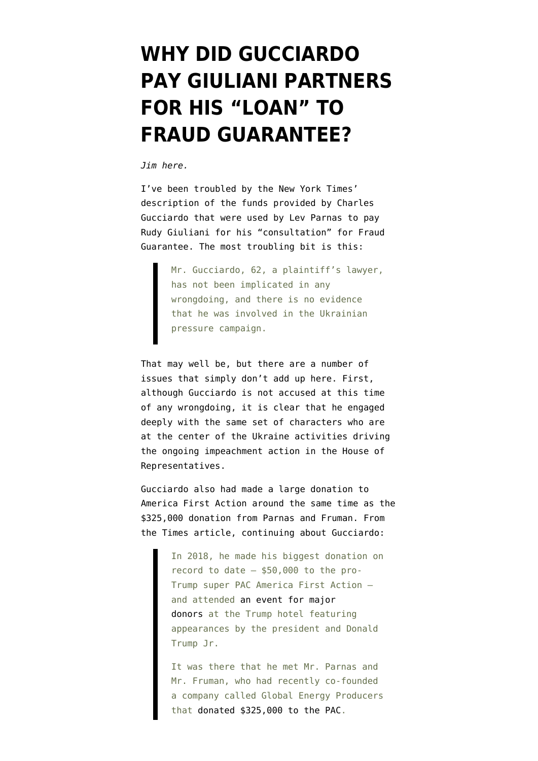# WHY DID GUCCIARDO PAY GIULIANI PARTNERS FOR HIS "LOAN" TO FRAUD GUARANTEE?

*Jim here.*

I've been troubled by the New York Times' description of the funds provided by Charles Gucciardo that were used by Lev Parnas to pay Rudy Giuliani for his "consultation" for Fraud Guarantee. The most troubling bit is this:

> Mr. Gucciardo, 62, a plaintiff's lawyer, has not been implicated in any wrongdoing, and there is no evidence that he was involved in the Ukrainian pressure campaign.

That may well be, but there are a number of issues that simply don't add up here. First, although Gucciardo is not accused at this time of any wrongdoing, it is clear that he engaged deeply with the same set of characters who are at the center of the Ukraine activities driving the ongoing impeachment action in the House of Representatives.

Gucciardo also had made a large donation to America First Action around the same time as the $325,000 donation from Parnas and Fruman. From the Times article, continuing about Gucciardo:

> In 2018, he made his biggest donation on record to date — $50,000 to the pro-Trump super PAC America First Action — and attended an event for major donors at the Trump hotel featuring appearances by the president and Donald Trump Jr.
>
> It was there that he met Mr. Parnas and Mr. Fruman, who had recently co-founded a company called Global Energy Producers that donated $325,000 to the PAC.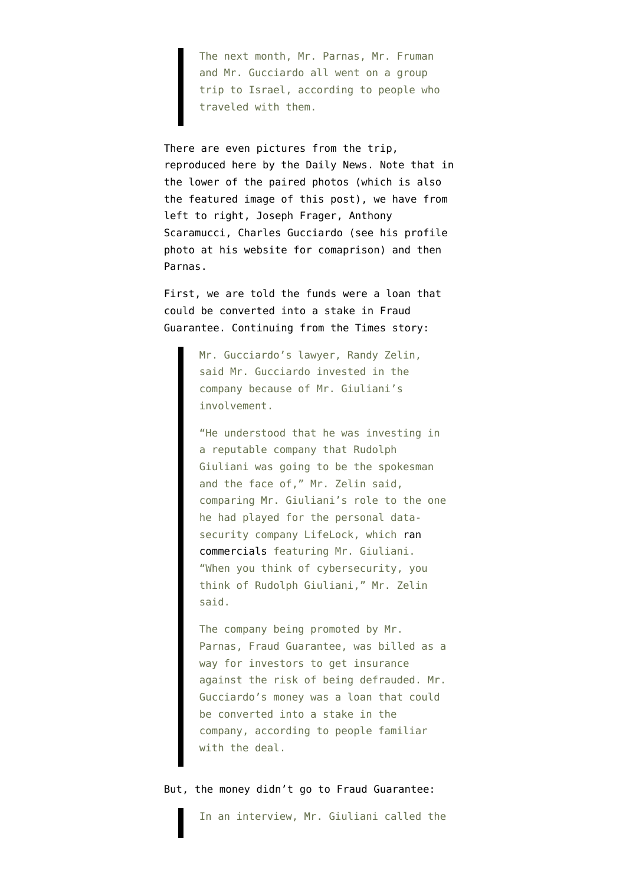> The next month, Mr. Parnas, Mr. Fruman and Mr. Gucciardo all went on a group trip to Israel, according to people who traveled with them.

There are even pictures from the trip, reproduced here by the Daily News. Note that in the lower of the paired photos (which is also the featured image of this post), we have from left to right, Joseph Frager, Anthony Scaramucci, Charles Gucciardo (see his profile photo at his website for comaprison) and then Parnas.

First, we are told the funds were a loan that could be converted into a stake in Fraud Guarantee. Continuing from the Times story:

> Mr. Gucciardo's lawyer, Randy Zelin, said Mr. Gucciardo invested in the company because of Mr. Giuliani's involvement.
>
> "He understood that he was investing in a reputable company that Rudolph Giuliani was going to be the spokesman and the face of," Mr. Zelin said, comparing Mr. Giuliani's role to the one he had played for the personal data-security company LifeLock, which ran commercials featuring Mr. Giuliani. "When you think of cybersecurity, you think of Rudolph Giuliani," Mr. Zelin said.
>
> The company being promoted by Mr. Parnas, Fraud Guarantee, was billed as a way for investors to get insurance against the risk of being defrauded. Mr. Gucciardo's money was a loan that could be converted into a stake in the company, according to people familiar with the deal.

But, the money didn't go to Fraud Guarantee:

> In an interview, Mr. Giuliani called the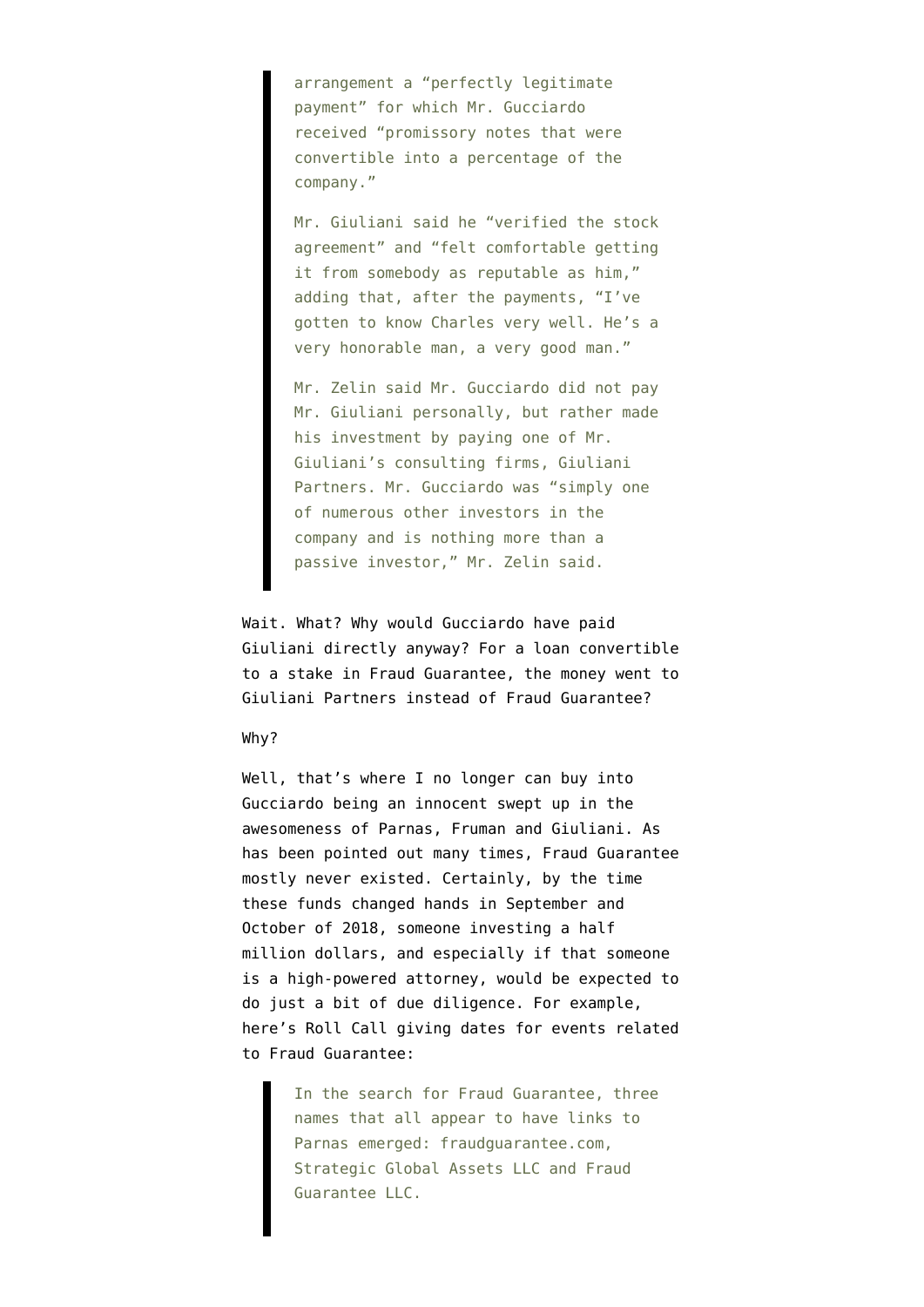> arrangement a “perfectly legitimate payment” for which Mr. Gucciardo received “promissory notes that were convertible into a percentage of the company.”
>
> Mr. Giuliani said he “verified the stock agreement” and “felt comfortable getting it from somebody as reputable as him,” adding that, after the payments, “I’ve gotten to know Charles very well. He’s a very honorable man, a very good man.”
>
> Mr. Zelin said Mr. Gucciardo did not pay Mr. Giuliani personally, but rather made his investment by paying one of Mr. Giuliani’s consulting firms, Giuliani Partners. Mr. Gucciardo was “simply one of numerous other investors in the company and is nothing more than a passive investor,” Mr. Zelin said.

Wait. What? Why would Gucciardo have paid Giuliani directly anyway? For a loan convertible to a stake in Fraud Guarantee, the money went to Giuliani Partners instead of Fraud Guarantee?

Why?

Well, that’s where I no longer can buy into Gucciardo being an innocent swept up in the awesomeness of Parnas, Fruman and Giuliani. As has been pointed out many times, Fraud Guarantee mostly never existed. Certainly, by the time these funds changed hands in September and October of 2018, someone investing a half million dollars, and especially if that someone is a high-powered attorney, would be expected to do just a bit of due diligence. For example, here’s Roll Call giving dates for events related to Fraud Guarantee:

> In the search for Fraud Guarantee, three names that all appear to have links to Parnas emerged: fraudguarantee.com, Strategic Global Assets LLC and Fraud Guarantee LLC.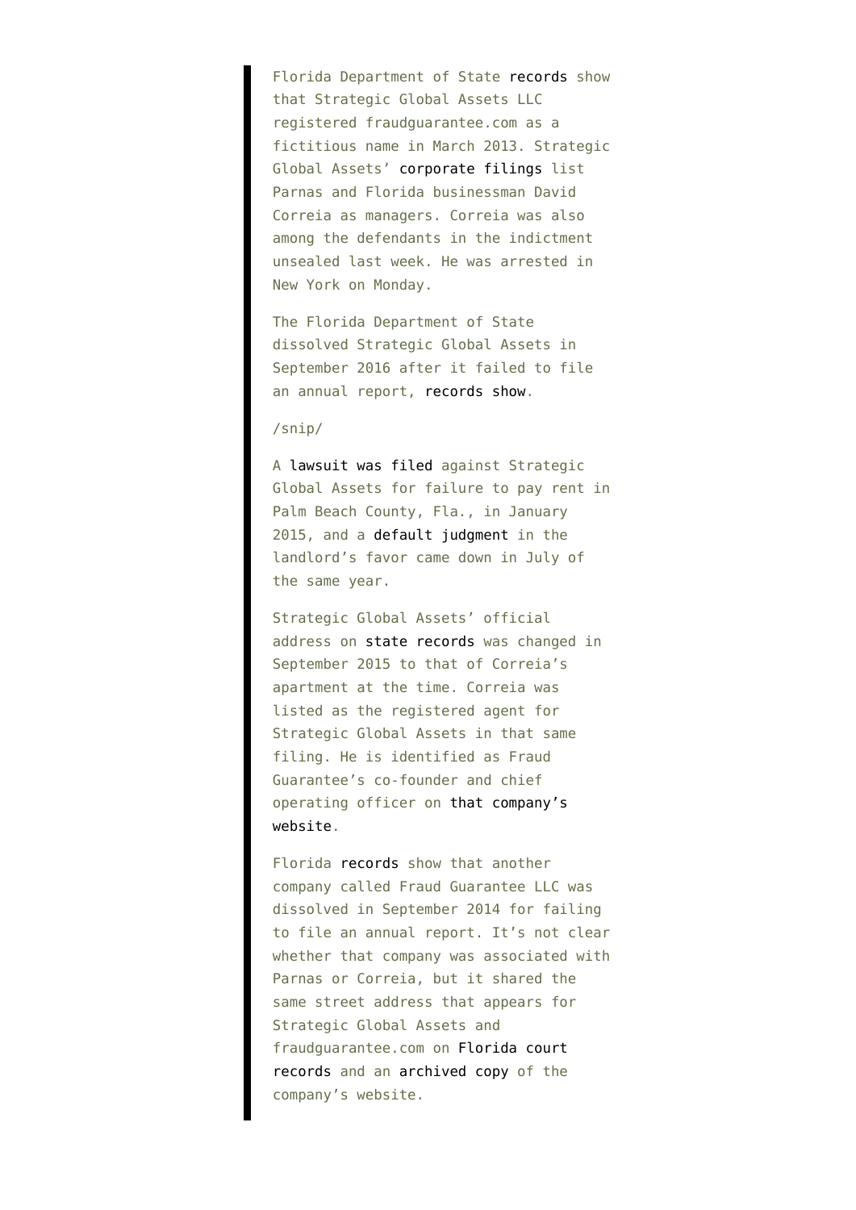> Florida Department of State records show that Strategic Global Assets LLC registered fraudguarantee.com as a fictitious name in March 2013. Strategic Global Assets' corporate filings list Parnas and Florida businessman David Correia as managers. Correia was also among the defendants in the indictment unsealed last week. He was arrested in New York on Monday.
>
> The Florida Department of State dissolved Strategic Global Assets in September 2016 after it failed to file an annual report, records show.
>
> /snip/
>
> A lawsuit was filed against Strategic Global Assets for failure to pay rent in Palm Beach County, Fla., in January 2015, and a default judgment in the landlord's favor came down in July of the same year.
>
> Strategic Global Assets' official address on state records was changed in September 2015 to that of Correia's apartment at the time. Correia was listed as the registered agent for Strategic Global Assets in that same filing. He is identified as Fraud Guarantee's co-founder and chief operating officer on that company's website.
>
> Florida records show that another company called Fraud Guarantee LLC was dissolved in September 2014 for failing to file an annual report. It's not clear whether that company was associated with Parnas or Correia, but it shared the same street address that appears for Strategic Global Assets and fraudguarantee.com on Florida court records and an archived copy of the company's website.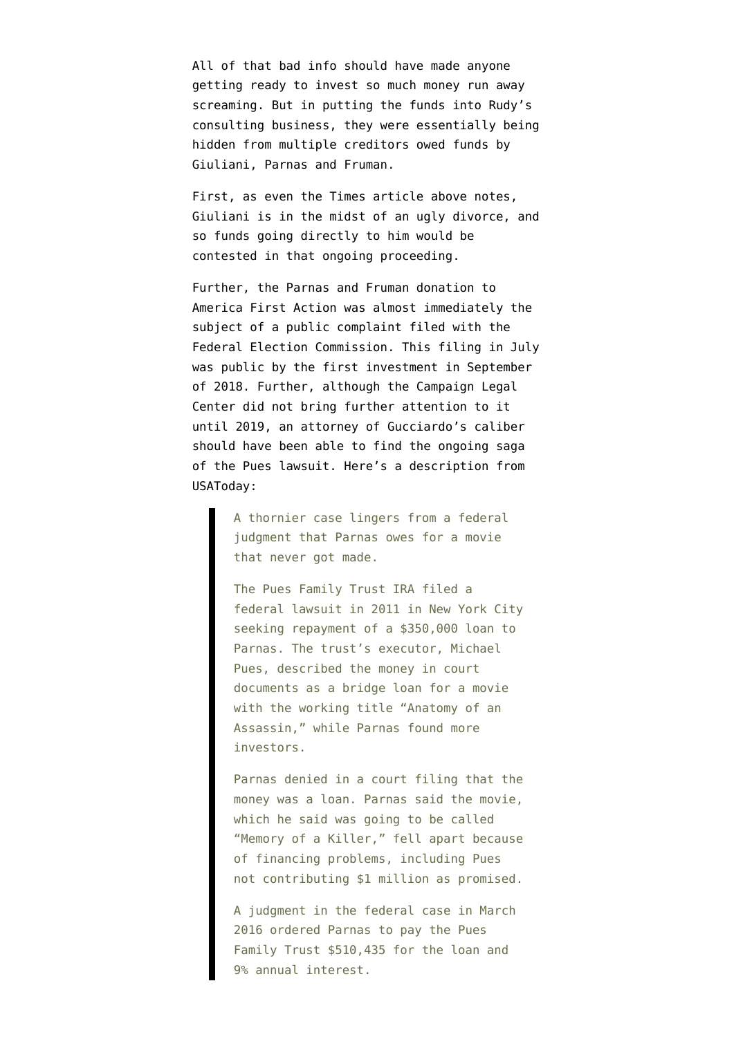All of that bad info should have made anyone getting ready to invest so much money run away screaming. But in putting the funds into Rudy's consulting business, they were essentially being hidden from multiple creditors owed funds by Giuliani, Parnas and Fruman.

First, as even the Times article above notes, Giuliani is in the midst of an ugly divorce, and so funds going directly to him would be contested in that ongoing proceeding.

Further, the Parnas and Fruman donation to America First Action was almost immediately the subject of a public complaint filed with the Federal Election Commission. This filing in July was public by the first investment in September of 2018. Further, although the Campaign Legal Center did not bring further attention to it until 2019, an attorney of Gucciardo's caliber should have been able to find the ongoing saga of the Pues lawsuit. Here's a description from USAToday:

> A thornier case lingers from a federal judgment that Parnas owes for a movie that never got made.
>
> The Pues Family Trust IRA filed a federal lawsuit in 2011 in New York City seeking repayment of a $350,000 loan to Parnas. The trust's executor, Michael Pues, described the money in court documents as a bridge loan for a movie with the working title "Anatomy of an Assassin," while Parnas found more investors.
>
> Parnas denied in a court filing that the money was a loan. Parnas said the movie, which he said was going to be called "Memory of a Killer," fell apart because of financing problems, including Pues not contributing $1 million as promised.
>
> A judgment in the federal case in March 2016 ordered Parnas to pay the Pues Family Trust $510,435 for the loan and 9% annual interest.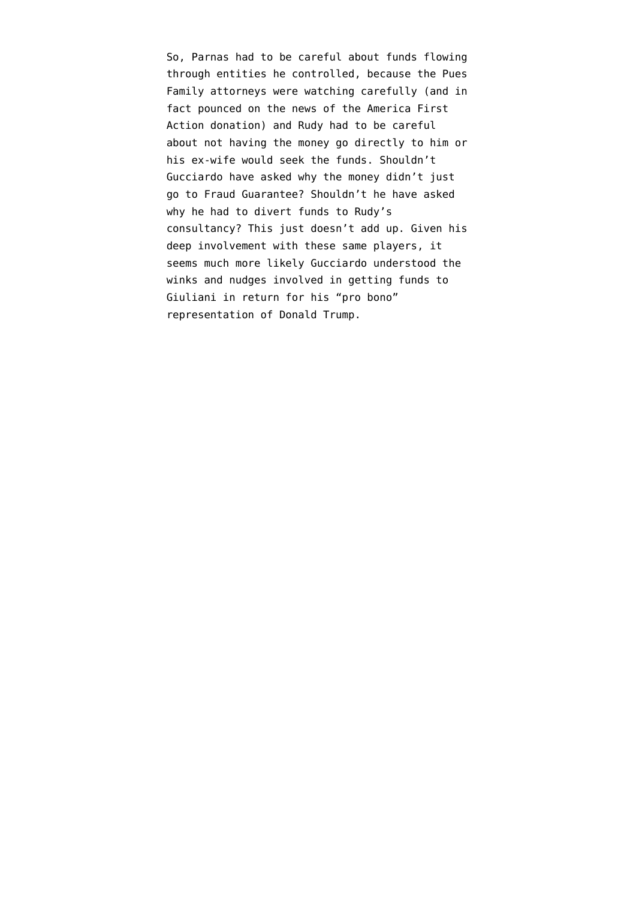So, Parnas had to be careful about funds flowing through entities he controlled, because the Pues Family attorneys were watching carefully (and in fact pounced on the news of the America First Action donation) and Rudy had to be careful about not having the money go directly to him or his ex-wife would seek the funds. Shouldn't Gucciardo have asked why the money didn't just go to Fraud Guarantee? Shouldn't he have asked why he had to divert funds to Rudy's consultancy? This just doesn't add up. Given his deep involvement with these same players, it seems much more likely Gucciardo understood the winks and nudges involved in getting funds to Giuliani in return for his "pro bono" representation of Donald Trump.